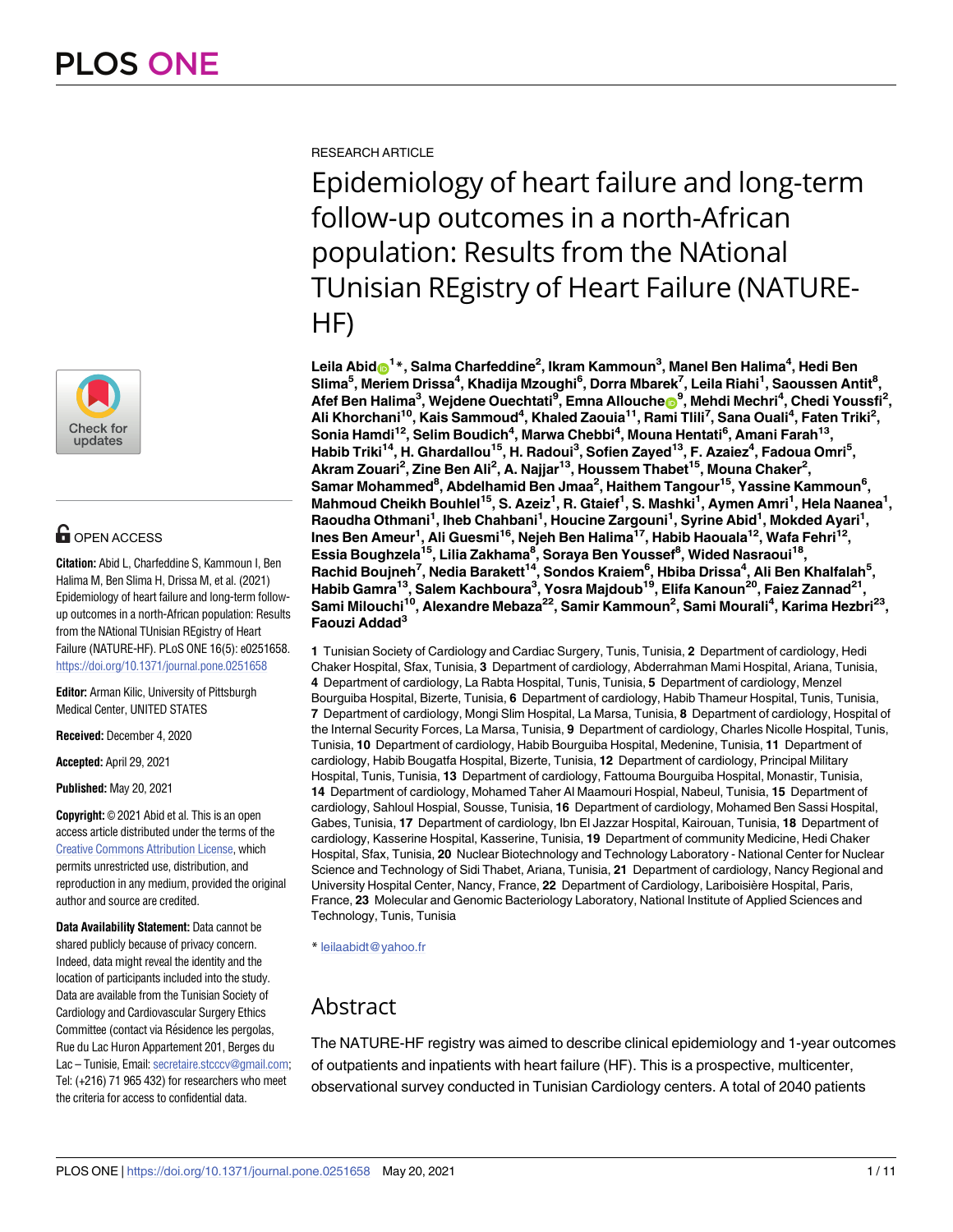RESEARCH ARTICLE

# Epidemiology of heart failure and long-term follow-up outcomes in a north-African population: Results from the NAtional TUnisian REgistry of Heart Failure (NATURE-HF)

**Leila Abid[1]*, Salma Charfeddine[2], Ikram Kammoun[3], Manel Ben Halima[4], Hedi Ben Slima[5], Meriem Drissa[4], Khadija Mzoughi[6], Dorra Mbarek[7], Leila Riahi[1], Saoussen Antit[8], Afef Ben Halima[3], Wejdene Ouechtati[9], Emna Allouche[9], Mehdi Mechri[4], Chedi Youssfi[2], Ali Khorchani[10], Kais Sammoud[4], Khaled Zaouia[11], Rami Tlili[7], Sana Ouali[4], Faten Triki[2], Sonia Hamdi[12], Selim Boudich[4], Marwa Chebbi[4], Mouna Hentati[6], Amani Farah[13], Habib Triki[14], H. Ghardallou[15], H. Radoui[3], Sofien Zayed[13], F. Azaiez[4], Fadoua Omri[5], Akram Zouari[2], Zine Ben Ali[2], A. Najjar[13], Houssem Thabet[15], Mouna Chaker[2], Samar Mohammed[8], Abdelhamid Ben Jmaa[2], Haithem Tangour[15], Yassine Kammoun[6], Mahmoud Cheikh Bouhlel[15], S. Azeiz[1], R. Gtaief[1], S. Mashki[1], Aymen Amri[1], Hela Naanea[1], Raoudha Othmani[1], Iheb Chahbani[1], Houcine Zargouni[1], Syrine Abid[1], Mokded Ayari[1], Ines Ben Ameur[1], Ali Guesmi[16], Nejeh Ben Halima[17], Habib Haouala[12], Wafa Fehri[12], Essia Boughzela[15], Lilia Zakhama[8], Soraya Ben Youssef[8], Wided Nasraoui[18], Rachid Boujneh[7], Nedia Barakett[14], Sondos Kraiem[6], Hbiba Drissa[4], Ali Ben Khalfalah[5], Habib Gamra[13], Salem Kachboura[3], Yosra Majdoub[19], Elifa Kanoun[20], Faiez Zannad[21], Sami Milouchi[10], Alexandre Mebaza[22], Samir Kammoun[2], Sami Mourali[4], Karima Hezbri[23], Faouzi Addad[3]**

**1** Tunisian Society of Cardiology and Cardiac Surgery, Tunis, Tunisia, **2** Department of cardiology, Hedi Chaker Hospital, Sfax, Tunisia, **3** Department of cardiology, Abderrahman Mami Hospital, Ariana, Tunisia, **4** Department of cardiology, La Rabta Hospital, Tunis, Tunisia, **5** Department of cardiology, Menzel Bourguiba Hospital, Bizerte, Tunisia, **6** Department of cardiology, Habib Thameur Hospital, Tunis, Tunisia, **7** Department of cardiology, Mongi Slim Hospital, La Marsa, Tunisia, **8** Department of cardiology, Hospital of the Internal Security Forces, La Marsa, Tunisia, **9** Department of cardiology, Charles Nicolle Hospital, Tunis, Tunisia, **10** Department of cardiology, Habib Bourguiba Hospital, Medenine, Tunisia, **11** Department of cardiology, Habib Bougatfa Hospital, Bizerte, Tunisia, **12** Department of cardiology, Principal Military Hospital, Tunis, Tunisia, **13** Department of cardiology, Fattouma Bourguiba Hospital, Monastir, Tunisia, **14** Department of cardiology, Mohamed Taher Al Maamouri Hospital, Nabeul, Tunisia, **15** Department of cardiology, Sahloul Hospital, Sousse, Tunisia, **16** Department of cardiology, Mohamed Ben Sassi Hospital, Gabes, Tunisia, **17** Department of cardiology, Ibn El Jazzar Hospital, Kairouan, Tunisia, **18** Department of cardiology, Kasserine Hospital, Kasserine, Tunisia, **19** Department of community Medicine, Hedi Chaker Hospital, Sfax, Tunisia, **20** Nuclear Biotechnology and Technology Laboratory - National Center for Nuclear Science and Technology of Sidi Thabet, Ariana, Tunisia, **21** Department of cardiology, Nancy Regional and University Hospital Center, Nancy, France, **22** Department of Cardiology, Lariboisière Hospital, Paris, France, **23** Molecular and Genomic Bacteriology Laboratory, National Institute of Applied Sciences and Technology, Tunis, Tunisia

* leilaabidt@yahoo.fr

OPEN ACCESS

**Citation:** Abid L, Charfeddine S, Kammoun I, Ben Halima M, Ben Slima H, Drissa M, et al. (2021) Epidemiology of heart failure and long-term follow-up outcomes in a north-African population: Results from the NAtional TUnisian REgistry of Heart Failure (NATURE-HF). PLoS ONE 16(5): e0251658. https://doi.org/10.1371/journal.pone.0251658

**Editor:** Arman Kilic, University of Pittsburgh Medical Center, UNITED STATES

**Received:** December 4, 2020

**Accepted:** April 29, 2021

**Published:** May 20, 2021

**Copyright:** © 2021 Abid et al. This is an open access article distributed under the terms of the Creative Commons Attribution License, which permits unrestricted use, distribution, and reproduction in any medium, provided the original author and source are credited.

**Data Availability Statement:** Data cannot be shared publicly because of privacy concern. Indeed, data might reveal the identity and the location of participants included into the study. Data are available from the Tunisian Society of Cardiology and Cardiovascular Surgery Ethics Committee (contact via Résidence les pergolas, Rue du Lac Huron Appartement 201, Berges du Lac – Tunisie, Email: secretaire.stcccv@gmail.com; Tel: (+216) 71 965 432) for researchers who meet the criteria for access to confidential data.

## Abstract

The NATURE-HF registry was aimed to describe clinical epidemiology and 1-year outcomes of outpatients and inpatients with heart failure (HF). This is a prospective, multicenter, observational survey conducted in Tunisian Cardiology centers. A total of 2040 patients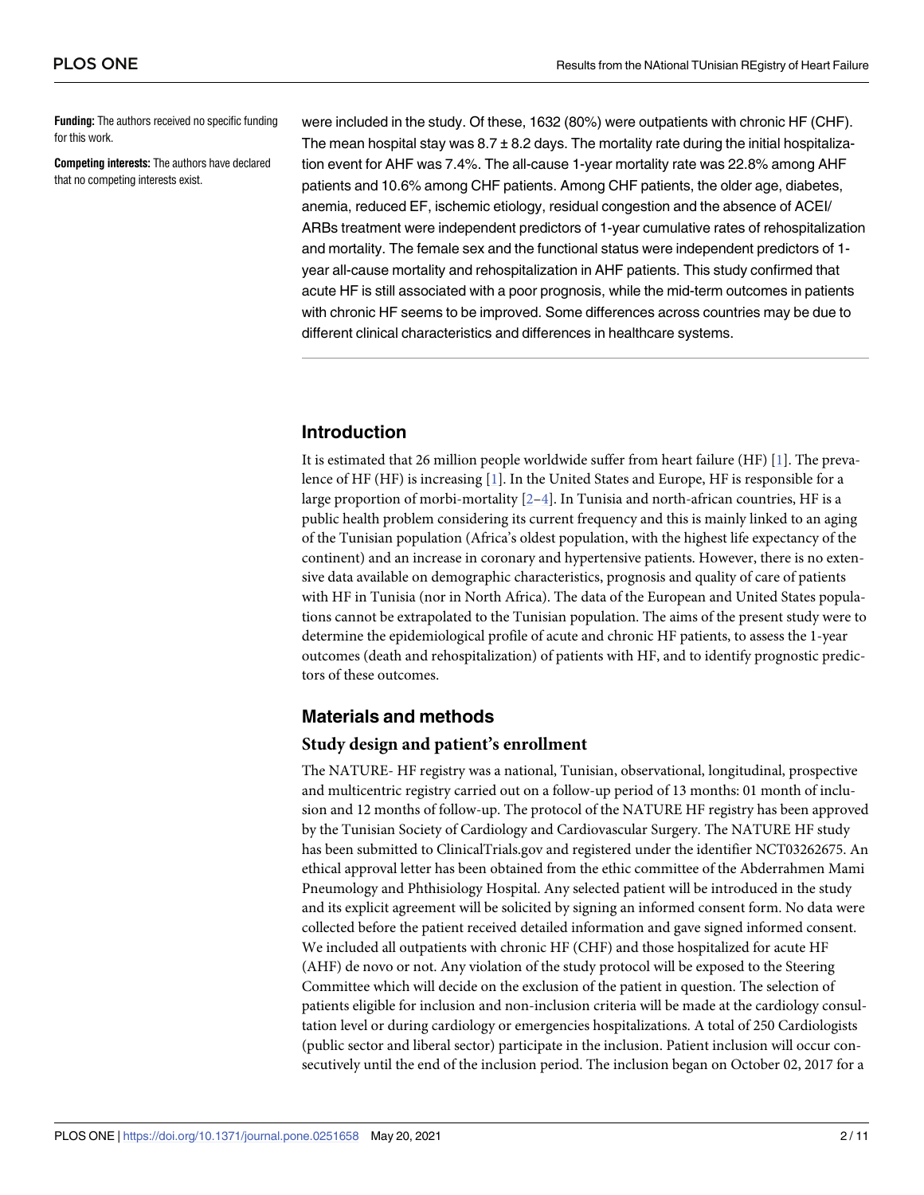**Funding:** The authors received no specific funding for this work.

**Competing interests:** The authors have declared that no competing interests exist.

were included in the study. Of these, 1632 (80%) were outpatients with chronic HF (CHF). The mean hospital stay was 8.7 ± 8.2 days. The mortality rate during the initial hospitalization event for AHF was 7.4%. The all-cause 1-year mortality rate was 22.8% among AHF patients and 10.6% among CHF patients. Among CHF patients, the older age, diabetes, anemia, reduced EF, ischemic etiology, residual congestion and the absence of ACEI/ARBs treatment were independent predictors of 1-year cumulative rates of rehospitalization and mortality. The female sex and the functional status were independent predictors of 1-year all-cause mortality and rehospitalization in AHF patients. This study confirmed that acute HF is still associated with a poor prognosis, while the mid-term outcomes in patients with chronic HF seems to be improved. Some differences across countries may be due to different clinical characteristics and differences in healthcare systems.

## Introduction

It is estimated that 26 million people worldwide suffer from heart failure (HF) [1]. The prevalence of HF (HF) is increasing [1]. In the United States and Europe, HF is responsible for a large proportion of morbi-mortality [2–4]. In Tunisia and north-african countries, HF is a public health problem considering its current frequency and this is mainly linked to an aging of the Tunisian population (Africa's oldest population, with the highest life expectancy of the continent) and an increase in coronary and hypertensive patients. However, there is no extensive data available on demographic characteristics, prognosis and quality of care of patients with HF in Tunisia (nor in North Africa). The data of the European and United States populations cannot be extrapolated to the Tunisian population. The aims of the present study were to determine the epidemiological profile of acute and chronic HF patients, to assess the 1-year outcomes (death and rehospitalization) of patients with HF, and to identify prognostic predictors of these outcomes.

## Materials and methods

### Study design and patient's enrollment

The NATURE- HF registry was a national, Tunisian, observational, longitudinal, prospective and multicentric registry carried out on a follow-up period of 13 months: 01 month of inclusion and 12 months of follow-up. The protocol of the NATURE HF registry has been approved by the Tunisian Society of Cardiology and Cardiovascular Surgery. The NATURE HF study has been submitted to ClinicalTrials.gov and registered under the identifier NCT03262675. An ethical approval letter has been obtained from the ethic committee of the Abderrahmen Mami Pneumology and Phthisiology Hospital. Any selected patient will be introduced in the study and its explicit agreement will be solicited by signing an informed consent form. No data were collected before the patient received detailed information and gave signed informed consent. We included all outpatients with chronic HF (CHF) and those hospitalized for acute HF (AHF) de novo or not. Any violation of the study protocol will be exposed to the Steering Committee which will decide on the exclusion of the patient in question. The selection of patients eligible for inclusion and non-inclusion criteria will be made at the cardiology consultation level or during cardiology or emergencies hospitalizations. A total of 250 Cardiologists (public sector and liberal sector) participate in the inclusion. Patient inclusion will occur consecutively until the end of the inclusion period. The inclusion began on October 02, 2017 for a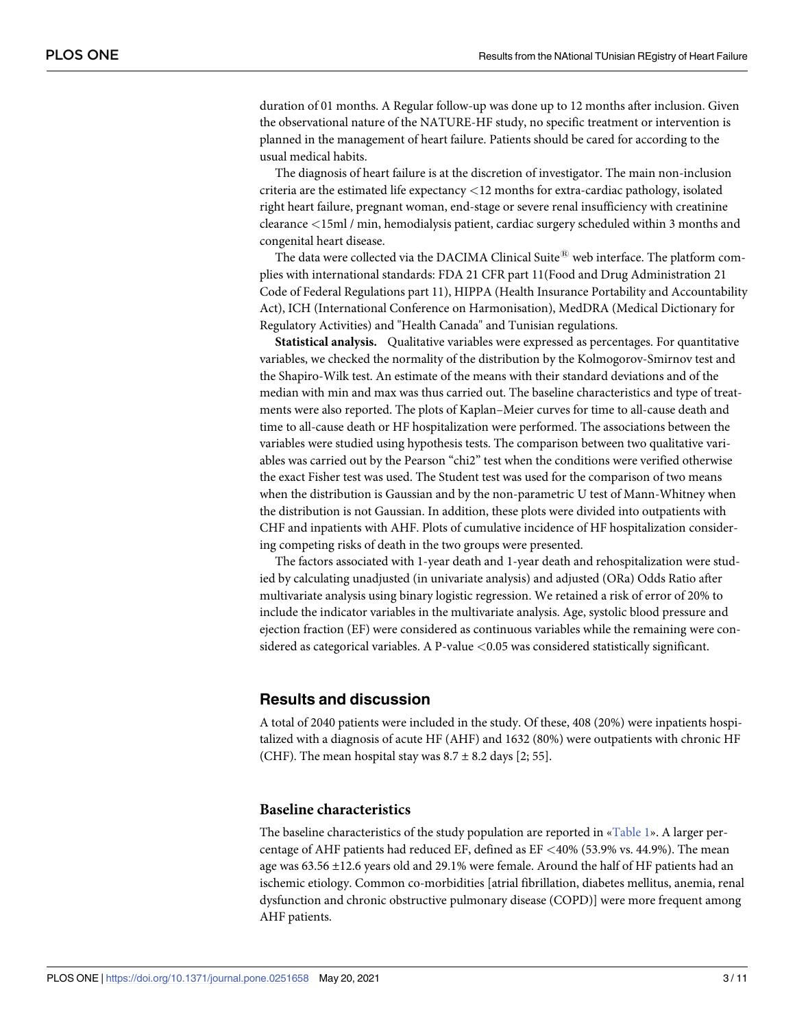duration of 01 months. A Regular follow-up was done up to 12 months after inclusion. Given the observational nature of the NATURE-HF study, no specific treatment or intervention is planned in the management of heart failure. Patients should be cared for according to the usual medical habits.

The diagnosis of heart failure is at the discretion of investigator. The main non-inclusion criteria are the estimated life expectancy <12 months for extra-cardiac pathology, isolated right heart failure, pregnant woman, end-stage or severe renal insufficiency with creatinine clearance <15ml / min, hemodialysis patient, cardiac surgery scheduled within 3 months and congenital heart disease.

The data were collected via the DACIMA Clinical Suite® web interface. The platform complies with international standards: FDA 21 CFR part 11(Food and Drug Administration 21 Code of Federal Regulations part 11), HIPPA (Health Insurance Portability and Accountability Act), ICH (International Conference on Harmonisation), MedDRA (Medical Dictionary for Regulatory Activities) and "Health Canada" and Tunisian regulations.

**Statistical analysis.** Qualitative variables were expressed as percentages. For quantitative variables, we checked the normality of the distribution by the Kolmogorov-Smirnov test and the Shapiro-Wilk test. An estimate of the means with their standard deviations and of the median with min and max was thus carried out. The baseline characteristics and type of treatments were also reported. The plots of Kaplan–Meier curves for time to all-cause death and time to all-cause death or HF hospitalization were performed. The associations between the variables were studied using hypothesis tests. The comparison between two qualitative variables was carried out by the Pearson "chi2" test when the conditions were verified otherwise the exact Fisher test was used. The Student test was used for the comparison of two means when the distribution is Gaussian and by the non-parametric U test of Mann-Whitney when the distribution is not Gaussian. In addition, these plots were divided into outpatients with CHF and inpatients with AHF. Plots of cumulative incidence of HF hospitalization considering competing risks of death in the two groups were presented.

The factors associated with 1-year death and 1-year death and rehospitalization were studied by calculating unadjusted (in univariate analysis) and adjusted (ORa) Odds Ratio after multivariate analysis using binary logistic regression. We retained a risk of error of 20% to include the indicator variables in the multivariate analysis. Age, systolic blood pressure and ejection fraction (EF) were considered as continuous variables while the remaining were considered as categorical variables. A P-value <0.05 was considered statistically significant.

## Results and discussion

A total of 2040 patients were included in the study. Of these, 408 (20%) were inpatients hospitalized with a diagnosis of acute HF (AHF) and 1632 (80%) were outpatients with chronic HF (CHF). The mean hospital stay was $8.7 \pm 8.2$ days [2; 55].

### Baseline characteristics

The baseline characteristics of the study population are reported in «Table 1». A larger percentage of AHF patients had reduced EF, defined as EF <40% (53.9% vs. 44.9%). The mean age was $63.56 \pm 12.6$ years old and 29.1% were female. Around the half of HF patients had an ischemic etiology. Common co-morbidities [atrial fibrillation, diabetes mellitus, anemia, renal dysfunction and chronic obstructive pulmonary disease (COPD)] were more frequent among AHF patients.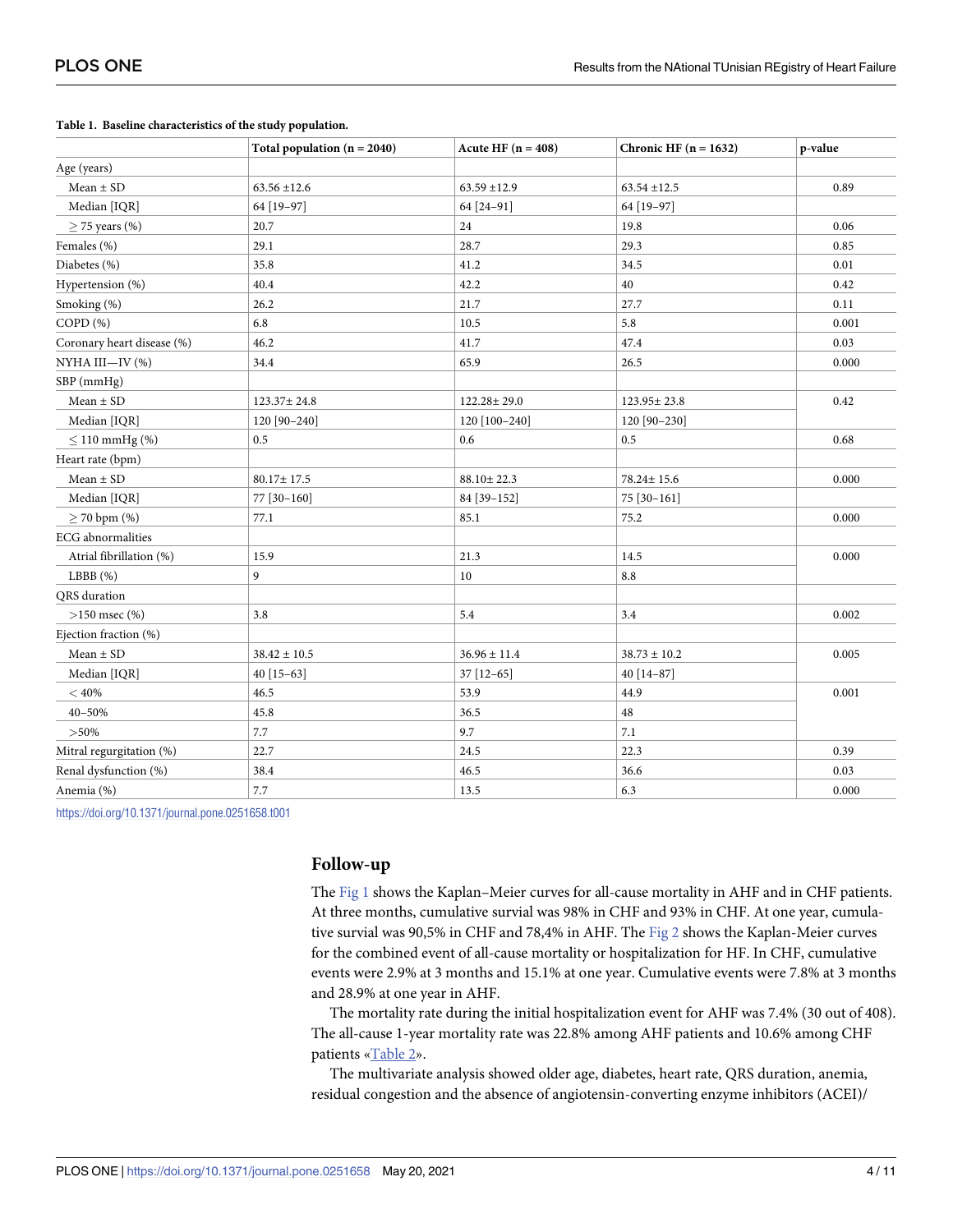**Table 1. Baseline characteristics of the study population.**

| | Total population (n = 2040) | Acute HF (n = 408) | Chronic HF (n = 1632) | p-value |
|---|---|---|---|---|
| Age (years) | | | | |
| Mean ± SD | 63.56 ±12.6 | 63.59 ±12.9 | 63.54 ±12.5 | 0.89 |
| Median [IQR] | 64 [19–97] | 64 [24–91] | 64 [19–97] | |
| ≥ 75 years (%) | 20.7 | 24 | 19.8 | 0.06 |
| Females (%) | 29.1 | 28.7 | 29.3 | 0.85 |
| Diabetes (%) | 35.8 | 41.2 | 34.5 | 0.01 |
| Hypertension (%) | 40.4 | 42.2 | 40 | 0.42 |
| Smoking (%) | 26.2 | 21.7 | 27.7 | 0.11 |
| COPD (%) | 6.8 | 10.5 | 5.8 | 0.001 |
| Coronary heart disease (%) | 46.2 | 41.7 | 47.4 | 0.03 |
| NYHA III—IV (%) | 34.4 | 65.9 | 26.5 | 0.000 |
| SBP (mmHg) | | | | |
| Mean ± SD | 123.37± 24.8 | 122.28± 29.0 | 123.95± 23.8 | 0.42 |
| Median [IQR] | 120 [90–240] | 120 [100–240] | 120 [90–230] | |
| ≤ 110 mmHg (%) | 0.5 | 0.6 | 0.5 | 0.68 |
| Heart rate (bpm) | | | | |
| Mean ± SD | 80.17± 17.5 | 88.10± 22.3 | 78.24± 15.6 | 0.000 |
| Median [IQR] | 77 [30–160] | 84 [39–152] | 75 [30–161] | |
| ≥ 70 bpm (%) | 77.1 | 85.1 | 75.2 | 0.000 |
| ECG abnormalities | | | | |
| Atrial fibrillation (%) | 15.9 | 21.3 | 14.5 | 0.000 |
| LBBB (%) | 9 | 10 | 8.8 | |
| QRS duration | | | | |
| >150 msec (%) | 3.8 | 5.4 | 3.4 | 0.002 |
| Ejection fraction (%) | | | | |
| Mean ± SD | 38.42 ± 10.5 | 36.96 ± 11.4 | 38.73 ± 10.2 | 0.005 |
| Median [IQR] | 40 [15–63] | 37 [12–65] | 40 [14–87] | |
| < 40% | 46.5 | 53.9 | 44.9 | 0.001 |
| 40–50% | 45.8 | 36.5 | 48 | |
| >50% | 7.7 | 9.7 | 7.1 | |
| Mitral regurgitation (%) | 22.7 | 24.5 | 22.3 | 0.39 |
| Renal dysfunction (%) | 38.4 | 46.5 | 36.6 | 0.03 |
| Anemia (%) | 7.7 | 13.5 | 6.3 | 0.000 |

https://doi.org/10.1371/journal.pone.0251658.t001

## Follow-up

The Fig 1 shows the Kaplan–Meier curves for all-cause mortality in AHF and in CHF patients. At three months, cumulative survial was 98% in CHF and 93% in CHF. At one year, cumulative survial was 90,5% in CHF and 78,4% in AHF. The Fig 2 shows the Kaplan-Meier curves for the combined event of all-cause mortality or hospitalization for HF. In CHF, cumulative events were 2.9% at 3 months and 15.1% at one year. Cumulative events were 7.8% at 3 months and 28.9% at one year in AHF.

The mortality rate during the initial hospitalization event for AHF was 7.4% (30 out of 408). The all-cause 1-year mortality rate was 22.8% among AHF patients and 10.6% among CHF patients «Table 2».

The multivariate analysis showed older age, diabetes, heart rate, QRS duration, anemia, residual congestion and the absence of angiotensin-converting enzyme inhibitors (ACEI)/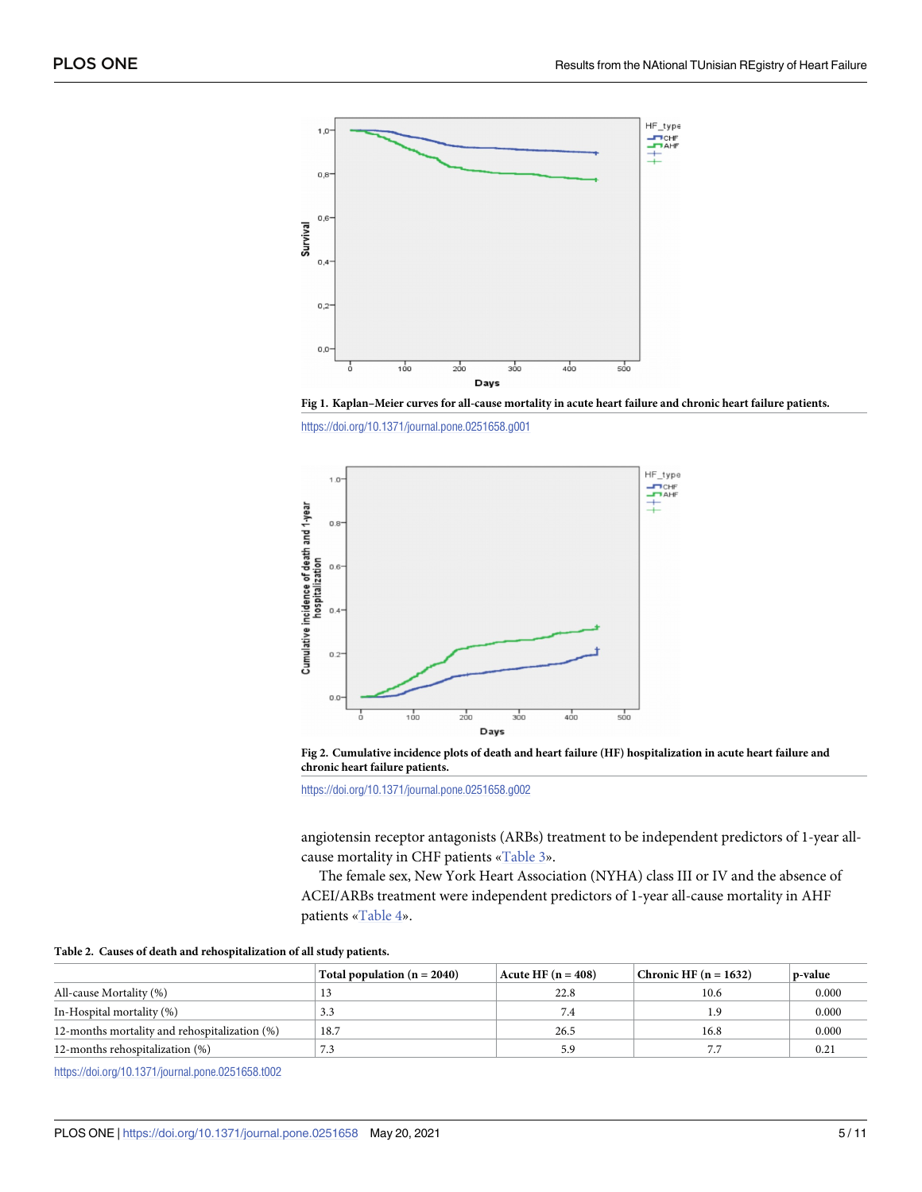Fig 1. Kaplan–Meier curves for all-cause mortality in acute heart failure and chronic heart failure patients.

https://doi.org/10.1371/journal.pone.0251658.g001

Fig 2. Cumulative incidence plots of death and heart failure (HF) hospitalization in acute heart failure and chronic heart failure patients.

https://doi.org/10.1371/journal.pone.0251658.g002

angiotensin receptor antagonists (ARBs) treatment to be independent predictors of 1-year all-cause mortality in CHF patients «Table 3».

The female sex, New York Heart Association (NYHA) class III or IV and the absence of ACEI/ARBs treatment were independent predictors of 1-year all-cause mortality in AHF patients «Table 4».

**Table 2. Causes of death and rehospitalization of all study patients.**

| | Total population (n = 2040) | Acute HF (n = 408) | Chronic HF (n = 1632) | p-value |
|---|---|---|---|---|
| All-cause Mortality (%) | 13 | 22.8 | 10.6 | 0.000 |
| In-Hospital mortality (%) | 3.3 | 7.4 | 1.9 | 0.000 |
| 12-months mortality and rehospitalization (%) | 18.7 | 26.5 | 16.8 | 0.000 |
| 12-months rehospitalization (%) | 7.3 | 5.9 | 7.7 | 0.21 |

https://doi.org/10.1371/journal.pone.0251658.t002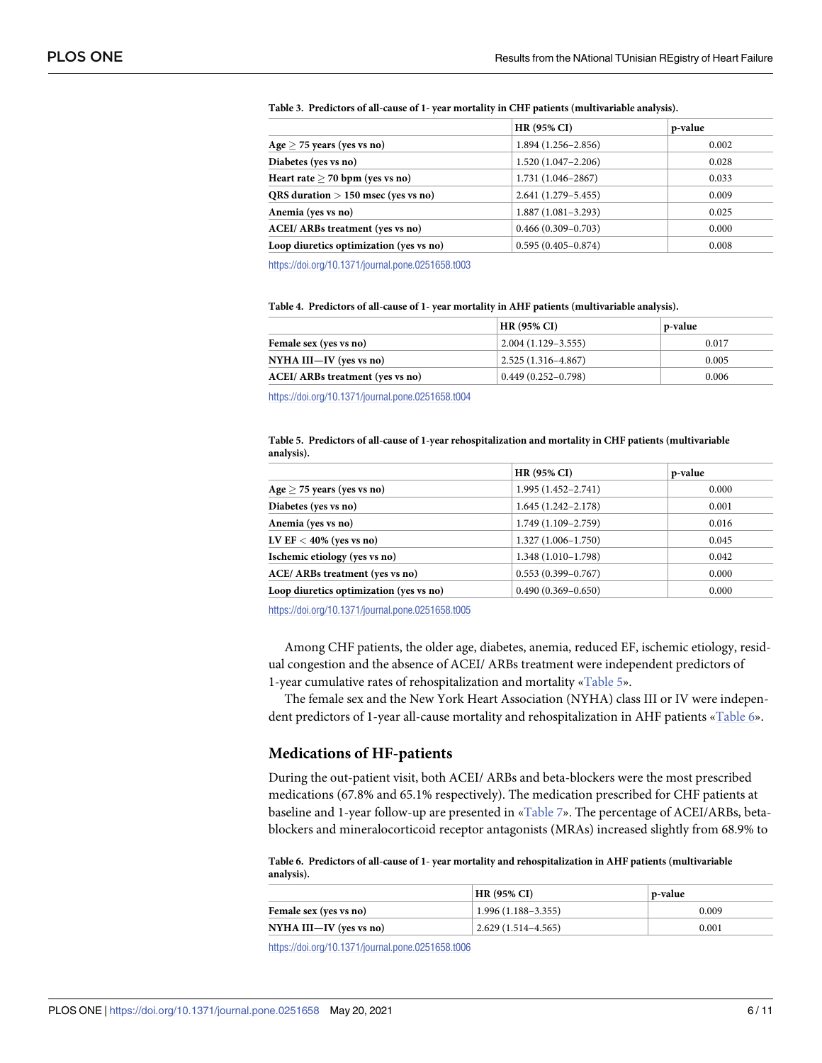**Table 3. Predictors of all-cause of 1- year mortality in CHF patients (multivariable analysis).**

| | HR (95% CI) | p-value |
|---|---|---|
| **Age ≥ 75 years (yes vs no)** | 1.894 (1.256–2.856) | 0.002 |
| **Diabetes (yes vs no)** | 1.520 (1.047–2.206) | 0.028 |
| **Heart rate ≥ 70 bpm (yes vs no)** | 1.731 (1.046–2867) | 0.033 |
| **QRS duration > 150 msec (yes vs no)** | 2.641 (1.279–5.455) | 0.009 |
| **Anemia (yes vs no)** | 1.887 (1.081–3.293) | 0.025 |
| **ACEI/ ARBs treatment (yes vs no)** | 0.466 (0.309–0.703) | 0.000 |
| **Loop diuretics optimization (yes vs no)** | 0.595 (0.405–0.874) | 0.008 |

https://doi.org/10.1371/journal.pone.0251658.t003

**Table 4. Predictors of all-cause of 1- year mortality in AHF patients (multivariable analysis).**

| | HR (95% CI) | p-value |
|---|---|---|
| **Female sex (yes vs no)** | 2.004 (1.129–3.555) | 0.017 |
| **NYHA III—IV (yes vs no)** | 2.525 (1.316–4.867) | 0.005 |
| **ACEI/ ARBs treatment (yes vs no)** | 0.449 (0.252–0.798) | 0.006 |

https://doi.org/10.1371/journal.pone.0251658.t004

**Table 5. Predictors of all-cause of 1-year rehospitalization and mortality in CHF patients (multivariable analysis).**

| | HR (95% CI) | p-value |
|---|---|---|
| **Age ≥ 75 years (yes vs no)** | 1.995 (1.452–2.741) | 0.000 |
| **Diabetes (yes vs no)** | 1.645 (1.242–2.178) | 0.001 |
| **Anemia (yes vs no)** | 1.749 (1.109–2.759) | 0.016 |
| **LV EF < 40% (yes vs no)** | 1.327 (1.006–1.750) | 0.045 |
| **Ischemic etiology (yes vs no)** | 1.348 (1.010–1.798) | 0.042 |
| **ACE/ ARBs treatment (yes vs no)** | 0.553 (0.399–0.767) | 0.000 |
| **Loop diuretics optimization (yes vs no)** | 0.490 (0.369–0.650) | 0.000 |

https://doi.org/10.1371/journal.pone.0251658.t005

Among CHF patients, the older age, diabetes, anemia, reduced EF, ischemic etiology, residual congestion and the absence of ACEI/ ARBs treatment were independent predictors of 1-year cumulative rates of rehospitalization and mortality «Table 5».

The female sex and the New York Heart Association (NYHA) class III or IV were independent predictors of 1-year all-cause mortality and rehospitalization in AHF patients «Table 6».

## Medications of HF-patients

During the out-patient visit, both ACEI/ ARBs and beta-blockers were the most prescribed medications (67.8% and 65.1% respectively). The medication prescribed for CHF patients at baseline and 1-year follow-up are presented in «Table 7». The percentage of ACEI/ARBs, beta-blockers and mineralocorticoid receptor antagonists (MRAs) increased slightly from 68.9% to

**Table 6. Predictors of all-cause of 1- year mortality and rehospitalization in AHF patients (multivariable analysis).**

| | HR (95% CI) | p-value |
|---|---|---|
| **Female sex (yes vs no)** | 1.996 (1.188–3.355) | 0.009 |
| **NYHA III—IV (yes vs no)** | 2.629 (1.514–4.565) | 0.001 |

https://doi.org/10.1371/journal.pone.0251658.t006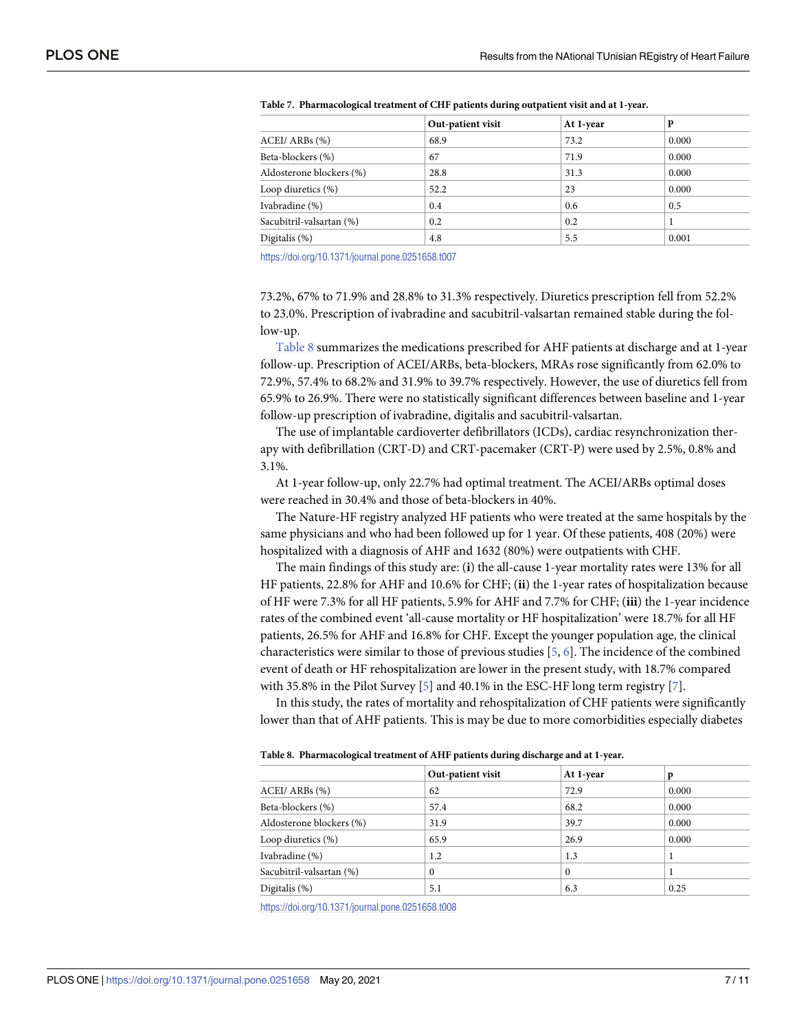**Table 7. Pharmacological treatment of CHF patients during outpatient visit and at 1-year.**

| | Out-patient visit | At 1-year | P |
|---|---|---|---|
| ACEI/ ARBs (%) | 68.9 | 73.2 | 0.000 |
| Beta-blockers (%) | 67 | 71.9 | 0.000 |
| Aldosterone blockers (%) | 28.8 | 31.3 | 0.000 |
| Loop diuretics (%) | 52.2 | 23 | 0.000 |
| Ivabradine (%) | 0.4 | 0.6 | 0.5 |
| Sacubitril-valsartan (%) | 0.2 | 0.2 | 1 |
| Digitalis (%) | 4.8 | 5.5 | 0.001 |

https://doi.org/10.1371/journal.pone.0251658.t007

73.2%, 67% to 71.9% and 28.8% to 31.3% respectively. Diuretics prescription fell from 52.2% to 23.0%. Prescription of ivabradine and sacubitril-valsartan remained stable during the follow-up.

Table 8 summarizes the medications prescribed for AHF patients at discharge and at 1-year follow-up. Prescription of ACEI/ARBs, beta-blockers, MRAs rose significantly from 62.0% to 72.9%, 57.4% to 68.2% and 31.9% to 39.7% respectively. However, the use of diuretics fell from 65.9% to 26.9%. There were no statistically significant differences between baseline and 1-year follow-up prescription of ivabradine, digitalis and sacubitril-valsartan.

The use of implantable cardioverter defibrillators (ICDs), cardiac resynchronization therapy with defibrillation (CRT-D) and CRT-pacemaker (CRT-P) were used by 2.5%, 0.8% and 3.1%.

At 1-year follow-up, only 22.7% had optimal treatment. The ACEI/ARBs optimal doses were reached in 30.4% and those of beta-blockers in 40%.

The Nature-HF registry analyzed HF patients who were treated at the same hospitals by the same physicians and who had been followed up for 1 year. Of these patients, 408 (20%) were hospitalized with a diagnosis of AHF and 1632 (80%) were outpatients with CHF.

The main findings of this study are: (**i**) the all-cause 1-year mortality rates were 13% for all HF patients, 22.8% for AHF and 10.6% for CHF; (**ii**) the 1-year rates of hospitalization because of HF were 7.3% for all HF patients, 5.9% for AHF and 7.7% for CHF; (**iii**) the 1-year incidence rates of the combined event 'all-cause mortality or HF hospitalization' were 18.7% for all HF patients, 26.5% for AHF and 16.8% for CHF. Except the younger population age, the clinical characteristics were similar to those of previous studies [5, 6]. The incidence of the combined event of death or HF rehospitalization are lower in the present study, with 18.7% compared with 35.8% in the Pilot Survey [5] and 40.1% in the ESC-HF long term registry [7].

In this study, the rates of mortality and rehospitalization of CHF patients were significantly lower than that of AHF patients. This is may be due to more comorbidities especially diabetes

**Table 8. Pharmacological treatment of AHF patients during discharge and at 1-year.**

| | Out-patient visit | At 1-year | p |
|---|---|---|---|
| ACEI/ ARBs (%) | 62 | 72.9 | 0.000 |
| Beta-blockers (%) | 57.4 | 68.2 | 0.000 |
| Aldosterone blockers (%) | 31.9 | 39.7 | 0.000 |
| Loop diuretics (%) | 65.9 | 26.9 | 0.000 |
| Ivabradine (%) | 1.2 | 1.3 | 1 |
| Sacubitril-valsartan (%) | 0 | 0 | 1 |
| Digitalis (%) | 5.1 | 6.3 | 0.25 |

https://doi.org/10.1371/journal.pone.0251658.t008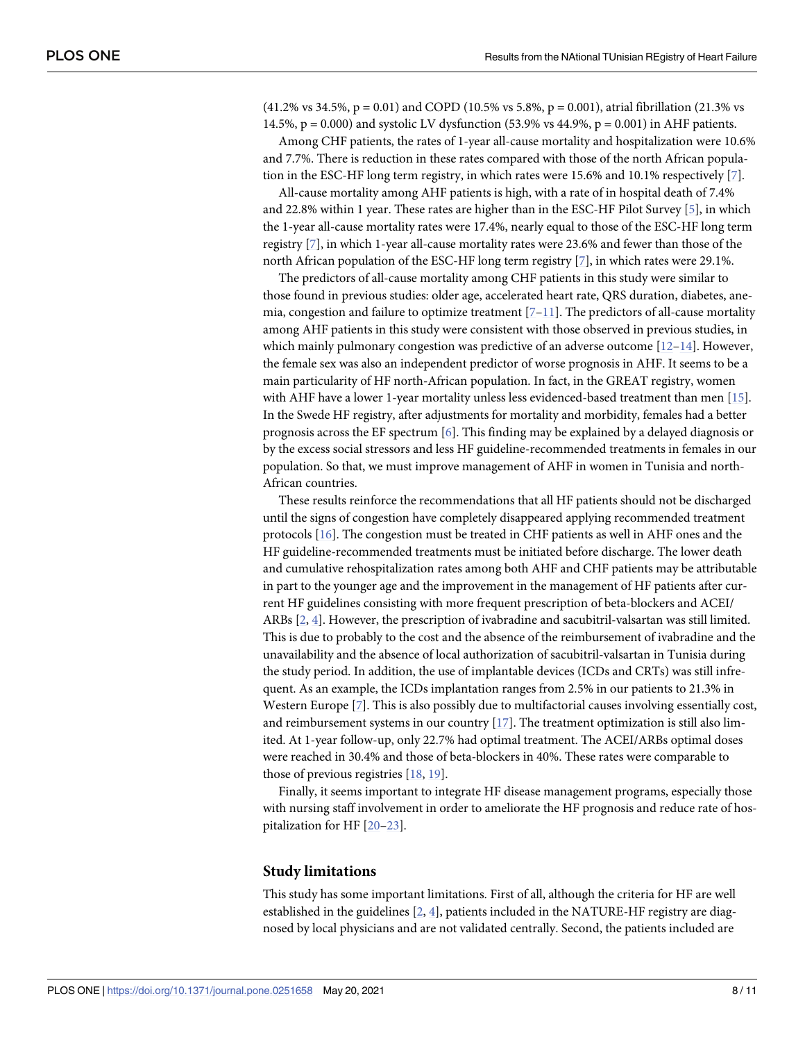(41.2% vs 34.5%, p = 0.01) and COPD (10.5% vs 5.8%, p = 0.001), atrial fibrillation (21.3% vs 14.5%, p = 0.000) and systolic LV dysfunction (53.9% vs 44.9%, p = 0.001) in AHF patients.

Among CHF patients, the rates of 1-year all-cause mortality and hospitalization were 10.6% and 7.7%. There is reduction in these rates compared with those of the north African population in the ESC-HF long term registry, in which rates were 15.6% and 10.1% respectively [7].

All-cause mortality among AHF patients is high, with a rate of in hospital death of 7.4% and 22.8% within 1 year. These rates are higher than in the ESC-HF Pilot Survey [5], in which the 1-year all-cause mortality rates were 17.4%, nearly equal to those of the ESC-HF long term registry [7], in which 1-year all-cause mortality rates were 23.6% and fewer than those of the north African population of the ESC-HF long term registry [7], in which rates were 29.1%.

The predictors of all-cause mortality among CHF patients in this study were similar to those found in previous studies: older age, accelerated heart rate, QRS duration, diabetes, anemia, congestion and failure to optimize treatment [7–11]. The predictors of all-cause mortality among AHF patients in this study were consistent with those observed in previous studies, in which mainly pulmonary congestion was predictive of an adverse outcome [12–14]. However, the female sex was also an independent predictor of worse prognosis in AHF. It seems to be a main particularity of HF north-African population. In fact, in the GREAT registry, women with AHF have a lower 1-year mortality unless less evidenced-based treatment than men [15]. In the Swede HF registry, after adjustments for mortality and morbidity, females had a better prognosis across the EF spectrum [6]. This finding may be explained by a delayed diagnosis or by the excess social stressors and less HF guideline-recommended treatments in females in our population. So that, we must improve management of AHF in women in Tunisia and north-African countries.

These results reinforce the recommendations that all HF patients should not be discharged until the signs of congestion have completely disappeared applying recommended treatment protocols [16]. The congestion must be treated in CHF patients as well in AHF ones and the HF guideline-recommended treatments must be initiated before discharge. The lower death and cumulative rehospitalization rates among both AHF and CHF patients may be attributable in part to the younger age and the improvement in the management of HF patients after current HF guidelines consisting with more frequent prescription of beta-blockers and ACEI/ARBs [2, 4]. However, the prescription of ivabradine and sacubitril-valsartan was still limited. This is due to probably to the cost and the absence of the reimbursement of ivabradine and the unavailability and the absence of local authorization of sacubitril-valsartan in Tunisia during the study period. In addition, the use of implantable devices (ICDs and CRTs) was still infrequent. As an example, the ICDs implantation ranges from 2.5% in our patients to 21.3% in Western Europe [7]. This is also possibly due to multifactorial causes involving essentially cost, and reimbursement systems in our country [17]. The treatment optimization is still also limited. At 1-year follow-up, only 22.7% had optimal treatment. The ACEI/ARBs optimal doses were reached in 30.4% and those of beta-blockers in 40%. These rates were comparable to those of previous registries [18, 19].

Finally, it seems important to integrate HF disease management programs, especially those with nursing staff involvement in order to ameliorate the HF prognosis and reduce rate of hospitalization for HF [20–23].

## Study limitations

This study has some important limitations. First of all, although the criteria for HF are well established in the guidelines [2, 4], patients included in the NATURE-HF registry are diagnosed by local physicians and are not validated centrally. Second, the patients included are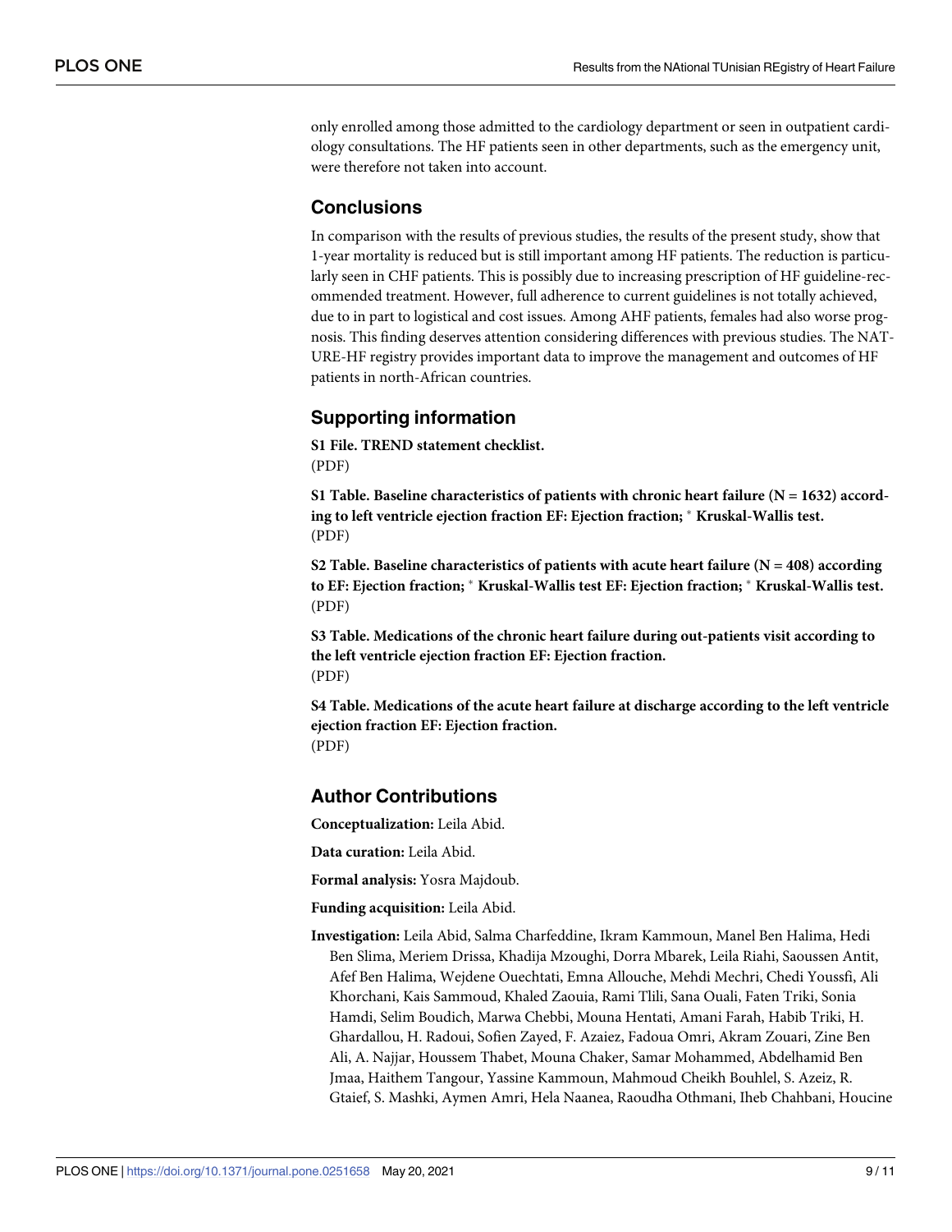only enrolled among those admitted to the cardiology department or seen in outpatient cardiology consultations. The HF patients seen in other departments, such as the emergency unit, were therefore not taken into account.

## Conclusions

In comparison with the results of previous studies, the results of the present study, show that 1-year mortality is reduced but is still important among HF patients. The reduction is particularly seen in CHF patients. This is possibly due to increasing prescription of HF guideline-recommended treatment. However, full adherence to current guidelines is not totally achieved, due to in part to logistical and cost issues. Among AHF patients, females had also worse prognosis. This finding deserves attention considering differences with previous studies. The NATURE-HF registry provides important data to improve the management and outcomes of HF patients in north-African countries.

## Supporting information

**S1 File. TREND statement checklist.**
(PDF)

**S1 Table. Baseline characteristics of patients with chronic heart failure (N = 1632) according to left ventricle ejection fraction EF: Ejection fraction; * Kruskal-Wallis test.**
(PDF)

**S2 Table. Baseline characteristics of patients with acute heart failure (N = 408) according to EF: Ejection fraction; * Kruskal-Wallis test EF: Ejection fraction; * Kruskal-Wallis test.**
(PDF)

**S3 Table. Medications of the chronic heart failure during out-patients visit according to the left ventricle ejection fraction EF: Ejection fraction.**
(PDF)

**S4 Table. Medications of the acute heart failure at discharge according to the left ventricle ejection fraction EF: Ejection fraction.**
(PDF)

## Author Contributions

**Conceptualization:** Leila Abid.

**Data curation:** Leila Abid.

**Formal analysis:** Yosra Majdoub.

**Funding acquisition:** Leila Abid.

**Investigation:** Leila Abid, Salma Charfeddine, Ikram Kammoun, Manel Ben Halima, Hedi Ben Slima, Meriem Drissa, Khadija Mzoughi, Dorra Mbarek, Leila Riahi, Saoussen Antit, Afef Ben Halima, Wejdene Ouechtati, Emna Allouche, Mehdi Mechri, Chedi Youssfi, Ali Khorchani, Kais Sammoud, Khaled Zaouia, Rami Tlili, Sana Ouali, Faten Triki, Sonia Hamdi, Selim Boudich, Marwa Chebbi, Mouna Hentati, Amani Farah, Habib Triki, H. Ghardallou, H. Radoui, Sofien Zayed, F. Azaiez, Fadoua Omri, Akram Zouari, Zine Ben Ali, A. Najjar, Houssem Thabet, Mouna Chaker, Samar Mohammed, Abdelhamid Ben Jmaa, Haithem Tangour, Yassine Kammoun, Mahmoud Cheikh Bouhlel, S. Azeiz, R. Gtaief, S. Mashki, Aymen Amri, Hela Naanea, Raoudha Othmani, Iheb Chahbani, Houcine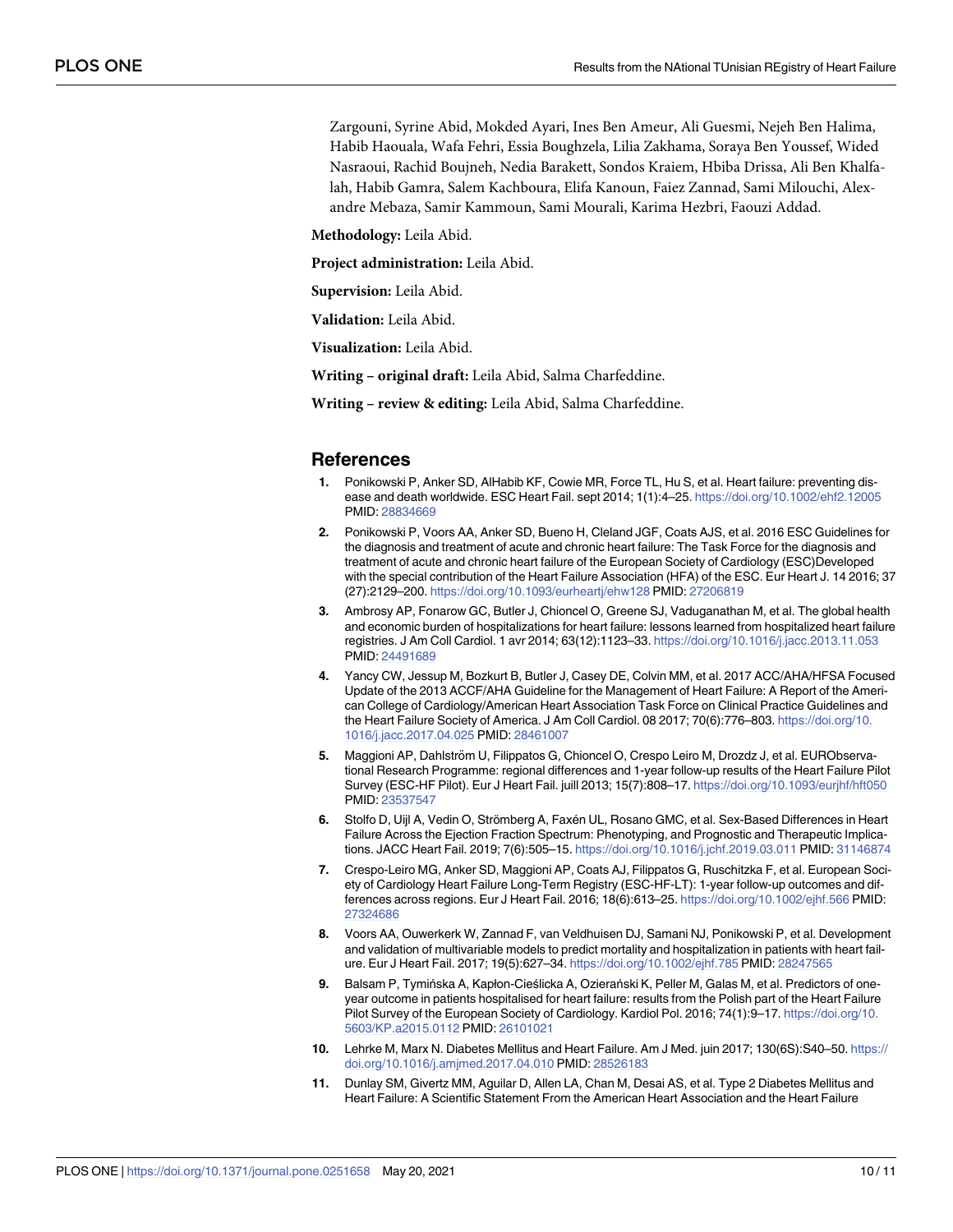Zargouni, Syrine Abid, Mokded Ayari, Ines Ben Ameur, Ali Guesmi, Nejeh Ben Halima, Habib Haouala, Wafa Fehri, Essia Boughzela, Lilia Zakhama, Soraya Ben Youssef, Wided Nasraoui, Rachid Boujneh, Nedia Barakett, Sondos Kraiem, Hbiba Drissa, Ali Ben Khalfallah, Habib Gamra, Salem Kachboura, Elifa Kanoun, Faiez Zannad, Sami Milouchi, Alexandre Mebaza, Samir Kammoun, Sami Mourali, Karima Hezbri, Faouzi Addad.

**Methodology:** Leila Abid.

**Project administration:** Leila Abid.

**Supervision:** Leila Abid.

**Validation:** Leila Abid.

**Visualization:** Leila Abid.

**Writing – original draft:** Leila Abid, Salma Charfeddine.

**Writing – review & editing:** Leila Abid, Salma Charfeddine.

## References

1. Ponikowski P, Anker SD, AlHabib KF, Cowie MR, Force TL, Hu S, et al. Heart failure: preventing disease and death worldwide. ESC Heart Fail. sept 2014; 1(1):4–25. https://doi.org/10.1002/ehf2.12005 PMID: 28834669
2. Ponikowski P, Voors AA, Anker SD, Bueno H, Cleland JGF, Coats AJS, et al. 2016 ESC Guidelines for the diagnosis and treatment of acute and chronic heart failure: The Task Force for the diagnosis and treatment of acute and chronic heart failure of the European Society of Cardiology (ESC)Developed with the special contribution of the Heart Failure Association (HFA) of the ESC. Eur Heart J. 14 2016; 37(27):2129–200. https://doi.org/10.1093/eurheartj/ehw128 PMID: 27206819
3. Ambrosy AP, Fonarow GC, Butler J, Chioncel O, Greene SJ, Vaduganathan M, et al. The global health and economic burden of hospitalizations for heart failure: lessons learned from hospitalized heart failure registries. J Am Coll Cardiol. 1 avr 2014; 63(12):1123–33. https://doi.org/10.1016/j.jacc.2013.11.053 PMID: 24491689
4. Yancy CW, Jessup M, Bozkurt B, Butler J, Casey DE, Colvin MM, et al. 2017 ACC/AHA/HFSA Focused Update of the 2013 ACCF/AHA Guideline for the Management of Heart Failure: A Report of the American College of Cardiology/American Heart Association Task Force on Clinical Practice Guidelines and the Heart Failure Society of America. J Am Coll Cardiol. 08 2017; 70(6):776–803. https://doi.org/10.1016/j.jacc.2017.04.025 PMID: 28461007
5. Maggioni AP, Dahlström U, Filippatos G, Chioncel O, Crespo Leiro M, Drozdz J, et al. EURObservational Research Programme: regional differences and 1-year follow-up results of the Heart Failure Pilot Survey (ESC-HF Pilot). Eur J Heart Fail. juill 2013; 15(7):808–17. https://doi.org/10.1093/eurjhf/hft050 PMID: 23537547
6. Stolfo D, Uijl A, Vedin O, Strömberg A, Faxén UL, Rosano GMC, et al. Sex-Based Differences in Heart Failure Across the Ejection Fraction Spectrum: Phenotyping, and Prognostic and Therapeutic Implications. JACC Heart Fail. 2019; 7(6):505–15. https://doi.org/10.1016/j.jchf.2019.03.011 PMID: 31146874
7. Crespo-Leiro MG, Anker SD, Maggioni AP, Coats AJ, Filippatos G, Ruschitzka F, et al. European Society of Cardiology Heart Failure Long-Term Registry (ESC-HF-LT): 1-year follow-up outcomes and differences across regions. Eur J Heart Fail. 2016; 18(6):613–25. https://doi.org/10.1002/ejhf.566 PMID: 27324686
8. Voors AA, Ouwerkerk W, Zannad F, van Veldhuisen DJ, Samani NJ, Ponikowski P, et al. Development and validation of multivariable models to predict mortality and hospitalization in patients with heart failure. Eur J Heart Fail. 2017; 19(5):627–34. https://doi.org/10.1002/ejhf.785 PMID: 28247565
9. Balsam P, Tymińska A, Kapłon-Cieślicka A, Ozierański K, Peller M, Galas M, et al. Predictors of one-year outcome in patients hospitalised for heart failure: results from the Polish part of the Heart Failure Pilot Survey of the European Society of Cardiology. Kardiol Pol. 2016; 74(1):9–17. https://doi.org/10.5603/KP.a2015.0112 PMID: 26101021
10. Lehrke M, Marx N. Diabetes Mellitus and Heart Failure. Am J Med. juin 2017; 130(6S):S40–50. https://doi.org/10.1016/j.amjmed.2017.04.010 PMID: 28526183
11. Dunlay SM, Givertz MM, Aguilar D, Allen LA, Chan M, Desai AS, et al. Type 2 Diabetes Mellitus and Heart Failure: A Scientific Statement From the American Heart Association and the Heart Failure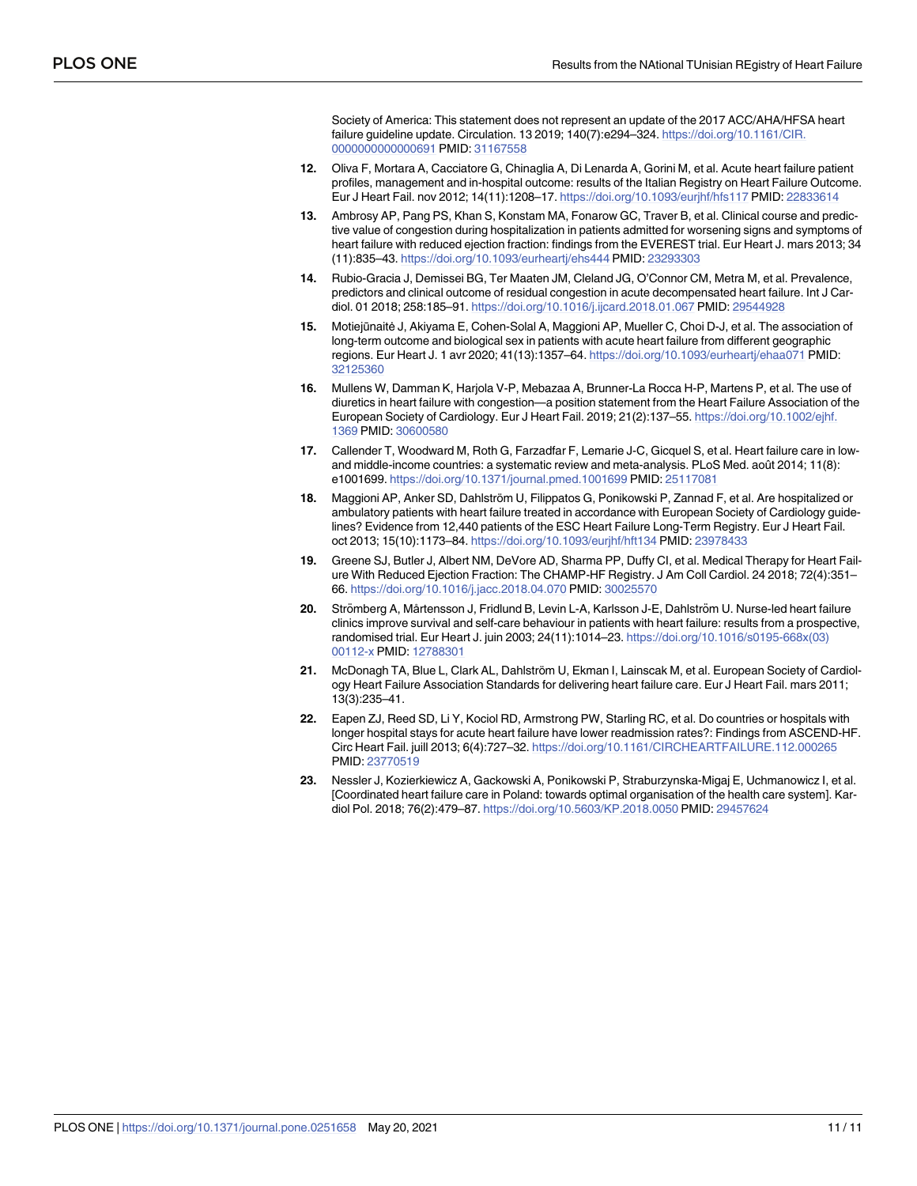Society of America: This statement does not represent an update of the 2017 ACC/AHA/HFSA heart failure guideline update. Circulation. 13 2019; 140(7):e294–324. https://doi.org/10.1161/CIR.0000000000000691 PMID: 31167558

12. Oliva F, Mortara A, Cacciatore G, Chinaglia A, Di Lenarda A, Gorini M, et al. Acute heart failure patient profiles, management and in-hospital outcome: results of the Italian Registry on Heart Failure Outcome. Eur J Heart Fail. nov 2012; 14(11):1208–17. https://doi.org/10.1093/eurjhf/hfs117 PMID: 22833614

13. Ambrosy AP, Pang PS, Khan S, Konstam MA, Fonarow GC, Traver B, et al. Clinical course and predictive value of congestion during hospitalization in patients admitted for worsening signs and symptoms of heart failure with reduced ejection fraction: findings from the EVEREST trial. Eur Heart J. mars 2013; 34 (11):835–43. https://doi.org/10.1093/eurheartj/ehs444 PMID: 23293303

14. Rubio-Gracia J, Demissei BG, Ter Maaten JM, Cleland JG, O'Connor CM, Metra M, et al. Prevalence, predictors and clinical outcome of residual congestion in acute decompensated heart failure. Int J Cardiol. 01 2018; 258:185–91. https://doi.org/10.1016/j.ijcard.2018.01.067 PMID: 29544928

15. Motiejūnaitė J, Akiyama E, Cohen-Solal A, Maggioni AP, Mueller C, Choi D-J, et al. The association of long-term outcome and biological sex in patients with acute heart failure from different geographic regions. Eur Heart J. 1 avr 2020; 41(13):1357–64. https://doi.org/10.1093/eurheartj/ehaa071 PMID: 32125360

16. Mullens W, Damman K, Harjola V-P, Mebazaa A, Brunner-La Rocca H-P, Martens P, et al. The use of diuretics in heart failure with congestion—a position statement from the Heart Failure Association of the European Society of Cardiology. Eur J Heart Fail. 2019; 21(2):137–55. https://doi.org/10.1002/ejhf.1369 PMID: 30600580

17. Callender T, Woodward M, Roth G, Farzadfar F, Lemarie J-C, Gicquel S, et al. Heart failure care in low- and middle-income countries: a systematic review and meta-analysis. PLoS Med. août 2014; 11(8): e1001699. https://doi.org/10.1371/journal.pmed.1001699 PMID: 25117081

18. Maggioni AP, Anker SD, Dahlström U, Filippatos G, Ponikowski P, Zannad F, et al. Are hospitalized or ambulatory patients with heart failure treated in accordance with European Society of Cardiology guidelines? Evidence from 12,440 patients of the ESC Heart Failure Long-Term Registry. Eur J Heart Fail. oct 2013; 15(10):1173–84. https://doi.org/10.1093/eurjhf/hft134 PMID: 23978433

19. Greene SJ, Butler J, Albert NM, DeVore AD, Sharma PP, Duffy CI, et al. Medical Therapy for Heart Failure With Reduced Ejection Fraction: The CHAMP-HF Registry. J Am Coll Cardiol. 24 2018; 72(4):351–66. https://doi.org/10.1016/j.jacc.2018.04.070 PMID: 30025570

20. Strömberg A, Mårtensson J, Fridlund B, Levin L-A, Karlsson J-E, Dahlström U. Nurse-led heart failure clinics improve survival and self-care behaviour in patients with heart failure: results from a prospective, randomised trial. Eur Heart J. juin 2003; 24(11):1014–23. https://doi.org/10.1016/s0195-668x(03)00112-x PMID: 12788301

21. McDonagh TA, Blue L, Clark AL, Dahlström U, Ekman I, Lainscak M, et al. European Society of Cardiology Heart Failure Association Standards for delivering heart failure care. Eur J Heart Fail. mars 2011; 13(3):235–41.

22. Eapen ZJ, Reed SD, Li Y, Kociol RD, Armstrong PW, Starling RC, et al. Do countries or hospitals with longer hospital stays for acute heart failure have lower readmission rates?: Findings from ASCEND-HF. Circ Heart Fail. juill 2013; 6(4):727–32. https://doi.org/10.1161/CIRCHEARTFAILURE.112.000265 PMID: 23770519

23. Nessler J, Kozierkiewicz A, Gackowski A, Ponikowski P, Straburzynska-Migaj E, Uchmanowicz I, et al. [Coordinated heart failure care in Poland: towards optimal organisation of the health care system]. Kardiol Pol. 2018; 76(2):479–87. https://doi.org/10.5603/KP.2018.0050 PMID: 29457624